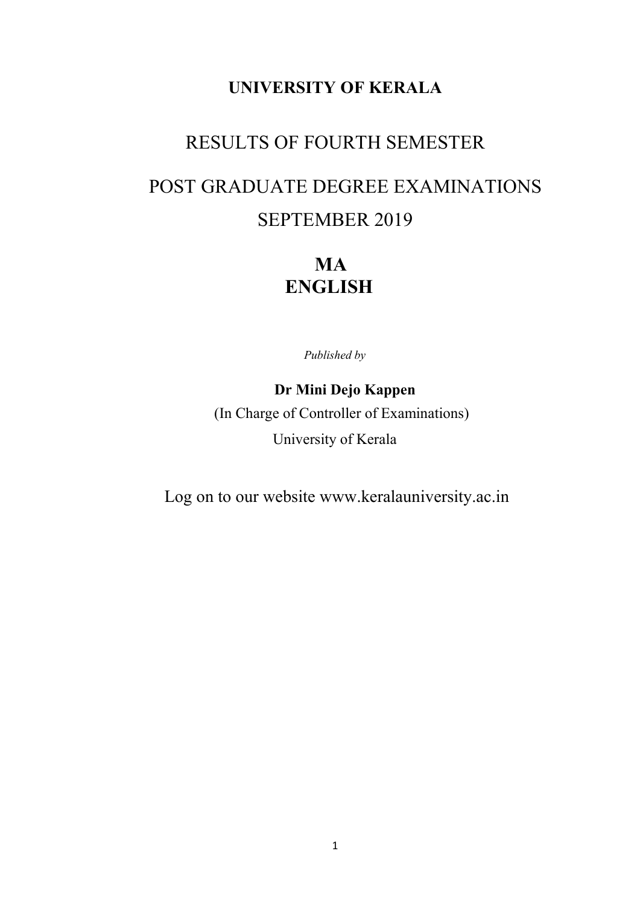**UNIVERSITY OF KERALA**

# RESULTS OF FOURTH SEMESTER

# POST GRADUATE DEGREE EXAMINATIONS

# SEPTEMBER 2019

# MA
# ENGLISH

*Published by*

**Dr Mini Dejo Kappen**

(In Charge of Controller of Examinations)

University of Kerala

Log on to our website www.keralauniversity.ac.in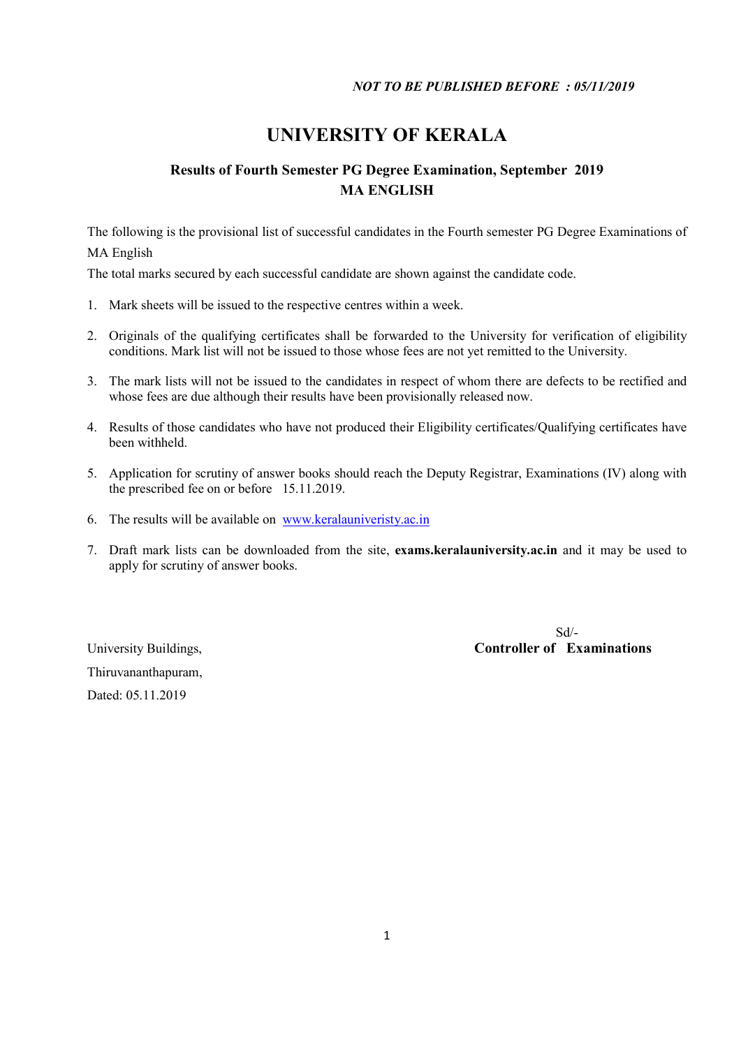*NOT TO BE PUBLISHED BEFORE : 05/11/2019*

# UNIVERSITY OF KERALA

## Results of Fourth Semester PG Degree Examination, September 2019
## MA ENGLISH

The following is the provisional list of successful candidates in the Fourth semester PG Degree Examinations of MA English

The total marks secured by each successful candidate are shown against the candidate code.

1. Mark sheets will be issued to the respective centres within a week.
2. Originals of the qualifying certificates shall be forwarded to the University for verification of eligibility conditions. Mark list will not be issued to those whose fees are not yet remitted to the University.
3. The mark lists will not be issued to the candidates in respect of whom there are defects to be rectified and whose fees are due although their results have been provisionally released now.
4. Results of those candidates who have not produced their Eligibility certificates/Qualifying certificates have been withheld.
5. Application for scrutiny of answer books should reach the Deputy Registrar, Examinations (IV) along with the prescribed fee on or before 15.11.2019.
6. The results will be available on www.keralauniveristy.ac.in
7. Draft mark lists can be downloaded from the site, **exams.keralauniversity.ac.in** and it may be used to apply for scrutiny of answer books.

Sd/-
**Controller of Examinations**

University Buildings,
Thiruvananthapuram,
Dated: 05.11.2019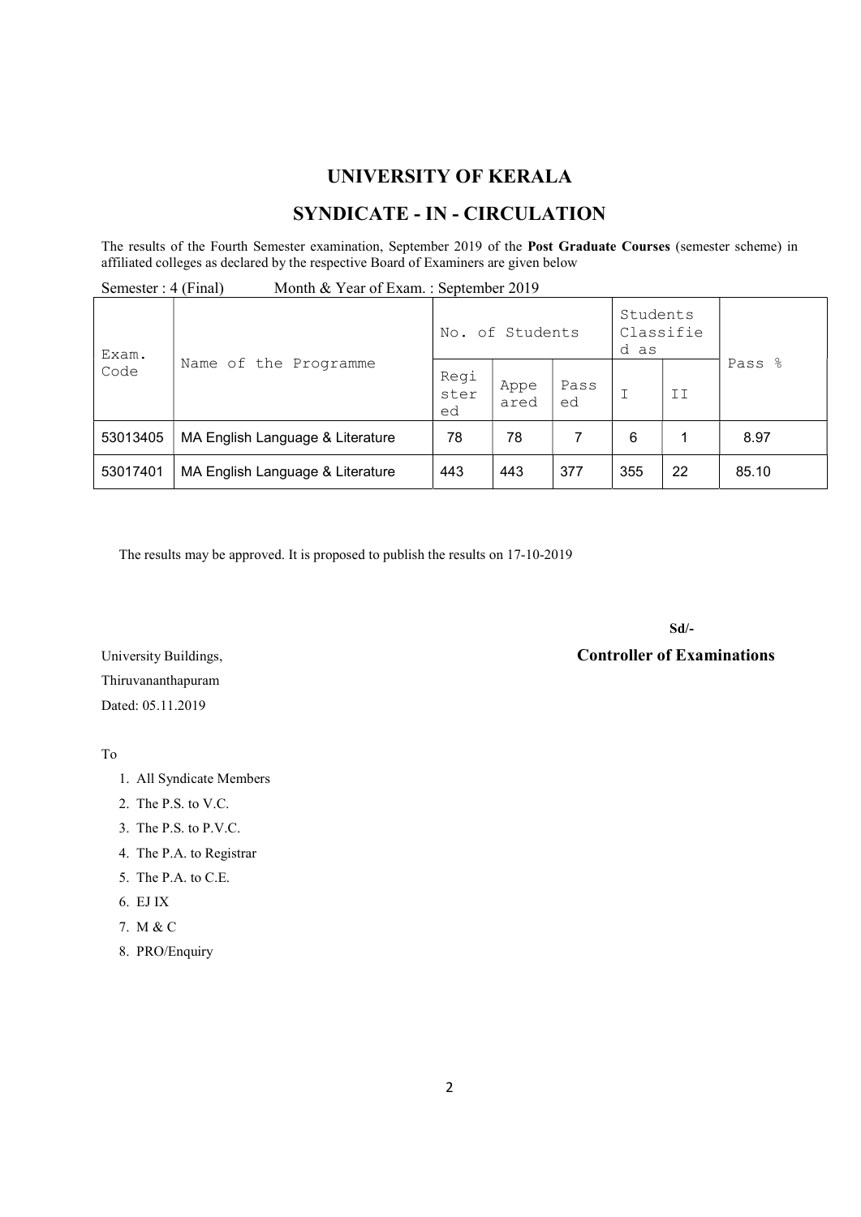# UNIVERSITY OF KERALA

## SYNDICATE - IN - CIRCULATION

The results of the Fourth Semester examination, September 2019 of the **Post Graduate Courses** (semester scheme) in affiliated colleges as declared by the respective Board of Examiners are given below

Semester : 4 (Final)　　　Month & Year of Exam. : September 2019

| Exam. Code | Name of the Programme | No. of Students | | | Students Classified as | | Pass % |
|---|---|---|---|---|---|---|---|
| | | Registered | Appeared | Passed | I | II | |
| 53013405 | MA English Language & Literature | 78 | 78 | 7 | 6 | 1 | 8.97 |
| 53017401 | MA English Language & Literature | 443 | 443 | 377 | 355 | 22 | 85.10 |

The results may be approved. It is proposed to publish the results on 17-10-2019

**Sd/-**

**Controller of Examinations**

University Buildings,
Thiruvananthapuram
Dated: 05.11.2019

To

1. All Syndicate Members
2. The P.S. to V.C.
3. The P.S. to P.V.C.
4. The P.A. to Registrar
5. The P.A. to C.E.
6. EJ IX
7. M & C
8. PRO/Enquiry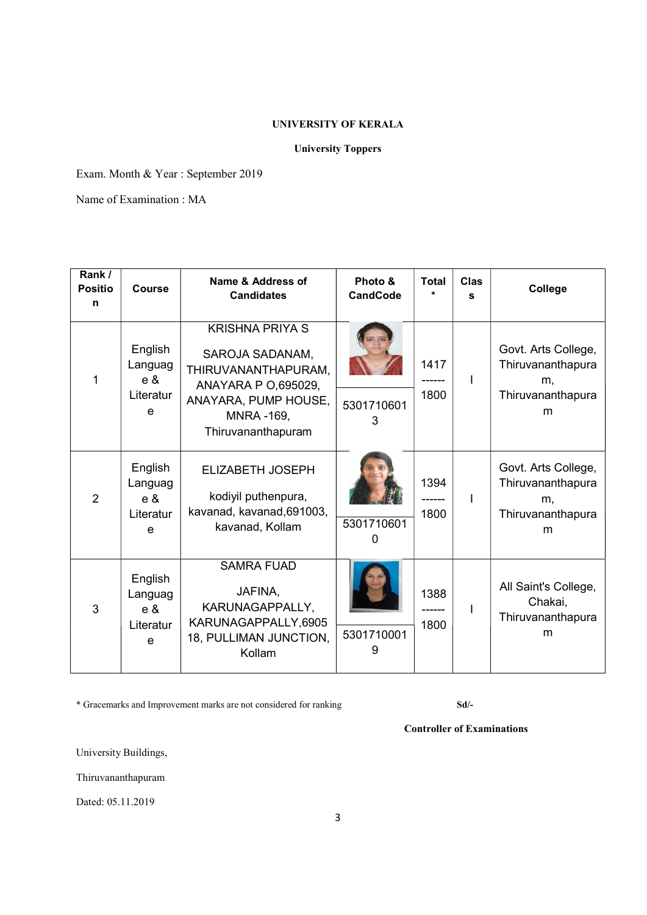**UNIVERSITY OF KERALA**

**University Toppers**

Exam. Month & Year : September 2019

Name of Examination : MA

| Rank / Position | Course | Name & Address of Candidates | Photo & CandCode | Total * | Class | College |
|---|---|---|---|---|---|---|
| 1 | English Language & Literature | KRISHNA PRIYA S<br>SAROJA SADANAM, THIRUVANANTHAPURAM, ANAYARA P O,695029, ANAYARA, PUMP HOUSE, MNRA -169, Thiruvananthapuram | 53017106013 | 1417 ------ 1800 | I | Govt. Arts College, Thiruvananthapuram, Thiruvananthapuram |
| 2 | English Language & Literature | ELIZABETH JOSEPH<br>kodiyil puthenpura, kavanad, kavanad,691003, kavanad, Kollam | 53017106010 | 1394 ------ 1800 | I | Govt. Arts College, Thiruvananthapuram, Thiruvananthapuram |
| 3 | English Language & Literature | SAMRA FUAD<br>JAFINA, KARUNAGAPPALLY, KARUNAGAPPALLY,690518, PULLIMAN JUNCTION, Kollam | 53017100019 | 1388 ------ 1800 | I | All Saint's College, Chakai, Thiruvananthapuram |

\* Gracemarks and Improvement marks are not considered for ranking

Sd/-

**Controller of Examinations**

University Buildings,

Thiruvananthapuram

Dated: 05.11.2019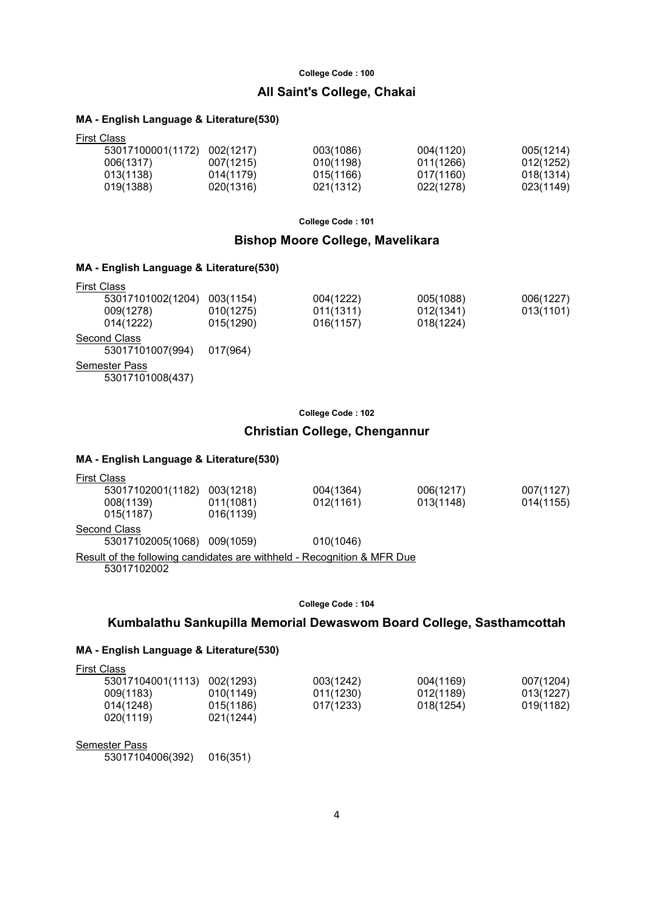College Code : 100

## All Saint's College, Chakai

### MA - English Language & Literature(530)

First Class

| | | | | |
|---|---|---|---|---|
| 53017100001(1172) | 002(1217) | 003(1086) | 004(1120) | 005(1214) |
| 006(1317) | 007(1215) | 010(1198) | 011(1266) | 012(1252) |
| 013(1138) | 014(1179) | 015(1166) | 017(1160) | 018(1314) |
| 019(1388) | 020(1316) | 021(1312) | 022(1278) | 023(1149) |

College Code : 101

## Bishop Moore College, Mavelikara

### MA - English Language & Literature(530)

First Class

| | | | | |
|---|---|---|---|---|
| 53017101002(1204) | 003(1154) | 004(1222) | 005(1088) | 006(1227) |
| 009(1278) | 010(1275) | 011(1311) | 012(1341) | 013(1101) |
| 014(1222) | 015(1290) | 016(1157) | 018(1224) | |

Second Class

53017101007(994) 017(964)

Semester Pass

53017101008(437)

College Code : 102

## Christian College, Chengannur

### MA - English Language & Literature(530)

First Class

| | | | | |
|---|---|---|---|---|
| 53017102001(1182) | 003(1218) | 004(1364) | 006(1217) | 007(1127) |
| 008(1139) | 011(1081) | 012(1161) | 013(1148) | 014(1155) |
| 015(1187) | 016(1139) | | | |

Second Class

53017102005(1068) 009(1059) 010(1046)

Result of the following candidates are withheld - Recognition & MFR Due

53017102002

College Code : 104

## Kumbalathu Sankupilla Memorial Dewaswom Board College, Sasthamcottah

### MA - English Language & Literature(530)

First Class

| | | | | |
|---|---|---|---|---|
| 53017104001(1113) | 002(1293) | 003(1242) | 004(1169) | 007(1204) |
| 009(1183) | 010(1149) | 011(1230) | 012(1189) | 013(1227) |
| 014(1248) | 015(1186) | 017(1233) | 018(1254) | 019(1182) |
| 020(1119) | 021(1244) | | | |

Semester Pass

53017104006(392) 016(351)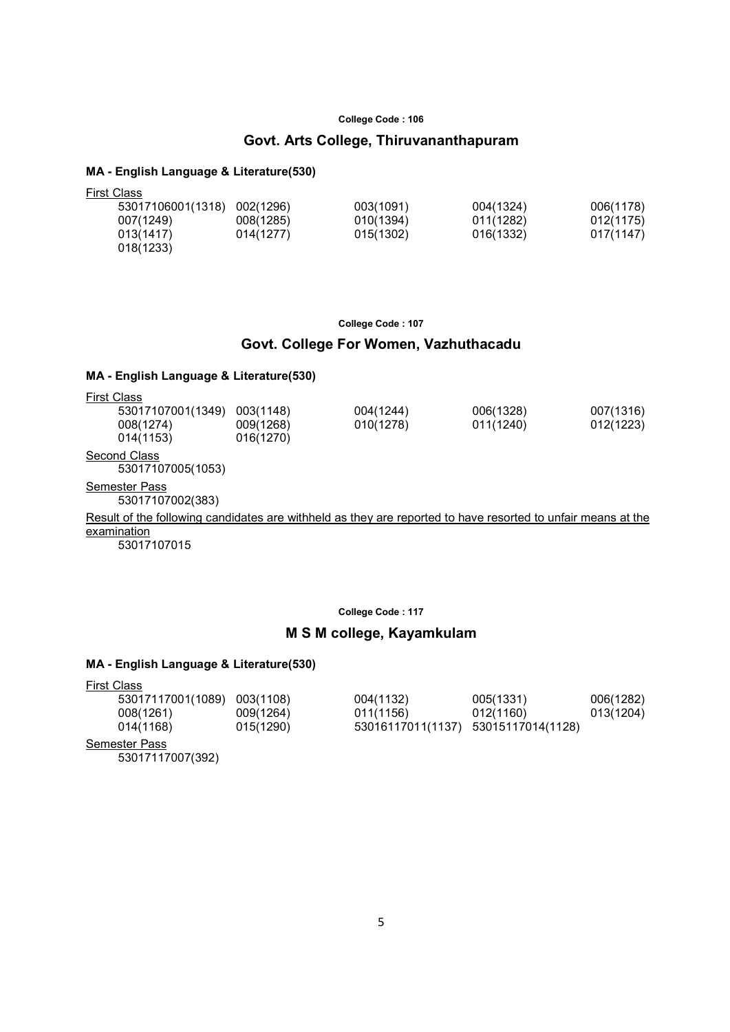**College Code : 106**

## Govt. Arts College, Thiruvananthapuram

### MA - English Language & Literature(530)

First Class

| | | | | |
|---|---|---|---|---|
| 53017106001(1318) | 002(1296) | 003(1091) | 004(1324) | 006(1178) |
| 007(1249) | 008(1285) | 010(1394) | 011(1282) | 012(1175) |
| 013(1417) | 014(1277) | 015(1302) | 016(1332) | 017(1147) |
| 018(1233) | | | | |

**College Code : 107**

## Govt. College For Women, Vazhuthacadu

### MA - English Language & Literature(530)

First Class

| | | | | |
|---|---|---|---|---|
| 53017107001(1349) | 003(1148) | 004(1244) | 006(1328) | 007(1316) |
| 008(1274) | 009(1268) | 010(1278) | 011(1240) | 012(1223) |
| 014(1153) | 016(1270) | | | |

Second Class

53017107005(1053)

Semester Pass

53017107002(383)

Result of the following candidates are withheld as they are reported to have resorted to unfair means at the examination

53017107015

**College Code : 117**

## M S M college, Kayamkulam

### MA - English Language & Literature(530)

First Class

| | | | | |
|---|---|---|---|---|
| 53017117001(1089) | 003(1108) | 004(1132) | 005(1331) | 006(1282) |
| 008(1261) | 009(1264) | 011(1156) | 012(1160) | 013(1204) |
| 014(1168) | 015(1290) | 53016117011(1137) | 53015117014(1128) | |

Semester Pass

53017117007(392)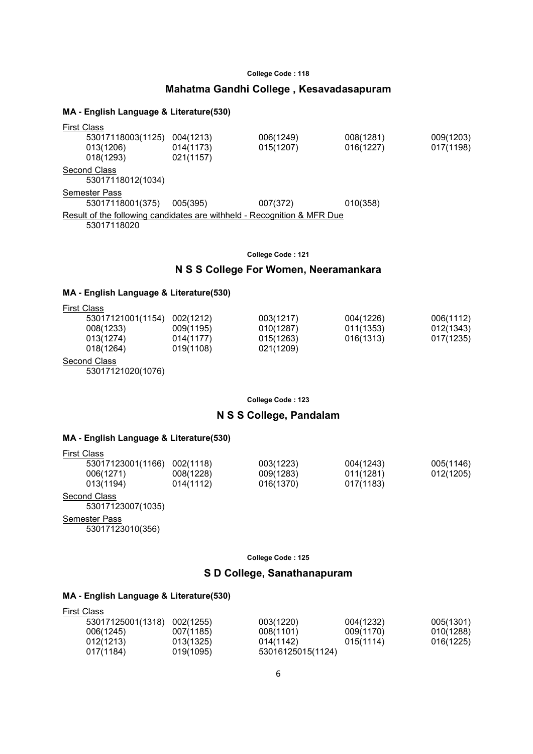College Code : 118

## Mahatma Gandhi College , Kesavadasapuram

### MA - English Language & Literature(530)

First Class

| | | | | |
|---|---|---|---|---|
| 53017118003(1125) | 004(1213) | 006(1249) | 008(1281) | 009(1203) |
| 013(1206) | 014(1173) | 015(1207) | 016(1227) | 017(1198) |
| 018(1293) | 021(1157) | | | |

Second Class

53017118012(1034)

Semester Pass

| | | | |
|---|---|---|---|
| 53017118001(375) | 005(395) | 007(372) | 010(358) |

Result of the following candidates are withheld - Recognition & MFR Due

53017118020

College Code : 121

## N S S College For Women, Neeramankara

### MA - English Language & Literature(530)

First Class

| | | | | |
|---|---|---|---|---|
| 53017121001(1154) | 002(1212) | 003(1217) | 004(1226) | 006(1112) |
| 008(1233) | 009(1195) | 010(1287) | 011(1353) | 012(1343) |
| 013(1274) | 014(1177) | 015(1263) | 016(1313) | 017(1235) |
| 018(1264) | 019(1108) | 021(1209) | | |

Second Class

53017121020(1076)

College Code : 123

## N S S College, Pandalam

### MA - English Language & Literature(530)

First Class

| | | | | |
|---|---|---|---|---|
| 53017123001(1166) | 002(1118) | 003(1223) | 004(1243) | 005(1146) |
| 006(1271) | 008(1228) | 009(1283) | 011(1281) | 012(1205) |
| 013(1194) | 014(1112) | 016(1370) | 017(1183) | |

Second Class

53017123007(1035)

Semester Pass

53017123010(356)

College Code : 125

## S D College, Sanathanapuram

### MA - English Language & Literature(530)

First Class

| | | | | |
|---|---|---|---|---|
| 53017125001(1318) | 002(1255) | 003(1220) | 004(1232) | 005(1301) |
| 006(1245) | 007(1185) | 008(1101) | 009(1170) | 010(1288) |
| 012(1213) | 013(1325) | 014(1142) | 015(1114) | 016(1225) |
| 017(1184) | 019(1095) | 53016125015(1124) | | |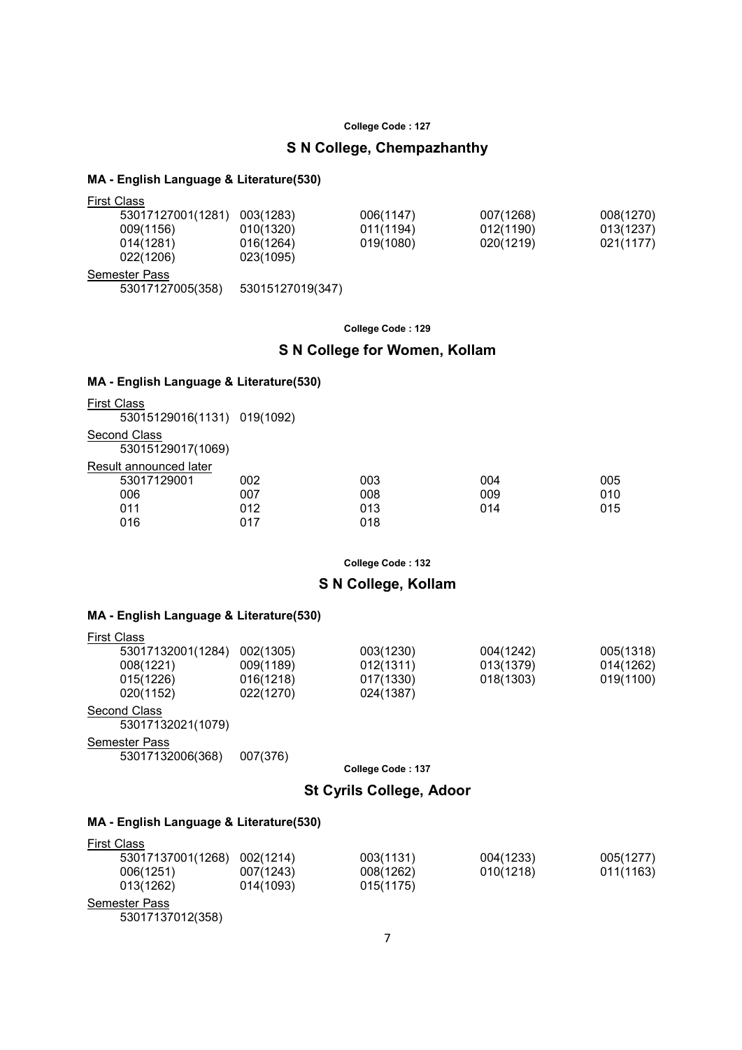**College Code : 127**

## S N College, Chempazhanthy

### MA - English Language & Literature(530)

First Class

| | | | | |
|---|---|---|---|---|
| 53017127001(1281) | 003(1283) | 006(1147) | 007(1268) | 008(1270) |
| 009(1156) | 010(1320) | 011(1194) | 012(1190) | 013(1237) |
| 014(1281) | 016(1264) | 019(1080) | 020(1219) | 021(1177) |
| 022(1206) | 023(1095) | | | |

Semester Pass

| | |
|---|---|
| 53017127005(358) | 53015127019(347) |

**College Code : 129**

## S N College for Women, Kollam

### MA - English Language & Literature(530)

First Class

| | |
|---|---|
| 53015129016(1131) | 019(1092) |

Second Class

53015129017(1069)

Result announced later

| | | | | |
|---|---|---|---|---|
| 53017129001 | 002 | 003 | 004 | 005 |
| 006 | 007 | 008 | 009 | 010 |
| 011 | 012 | 013 | 014 | 015 |
| 016 | 017 | 018 | | |

**College Code : 132**

## S N College, Kollam

### MA - English Language & Literature(530)

First Class

| | | | | |
|---|---|---|---|---|
| 53017132001(1284) | 002(1305) | 003(1230) | 004(1242) | 005(1318) |
| 008(1221) | 009(1189) | 012(1311) | 013(1379) | 014(1262) |
| 015(1226) | 016(1218) | 017(1330) | 018(1303) | 019(1100) |
| 020(1152) | 022(1270) | 024(1387) | | |

Second Class

53017132021(1079)

Semester Pass

| | |
|---|---|
| 53017132006(368) | 007(376) |

**College Code : 137**

## St Cyrils College, Adoor

### MA - English Language & Literature(530)

First Class

| | | | | |
|---|---|---|---|---|
| 53017137001(1268) | 002(1214) | 003(1131) | 004(1233) | 005(1277) |
| 006(1251) | 007(1243) | 008(1262) | 010(1218) | 011(1163) |
| 013(1262) | 014(1093) | 015(1175) | | |

Semester Pass

53017137012(358)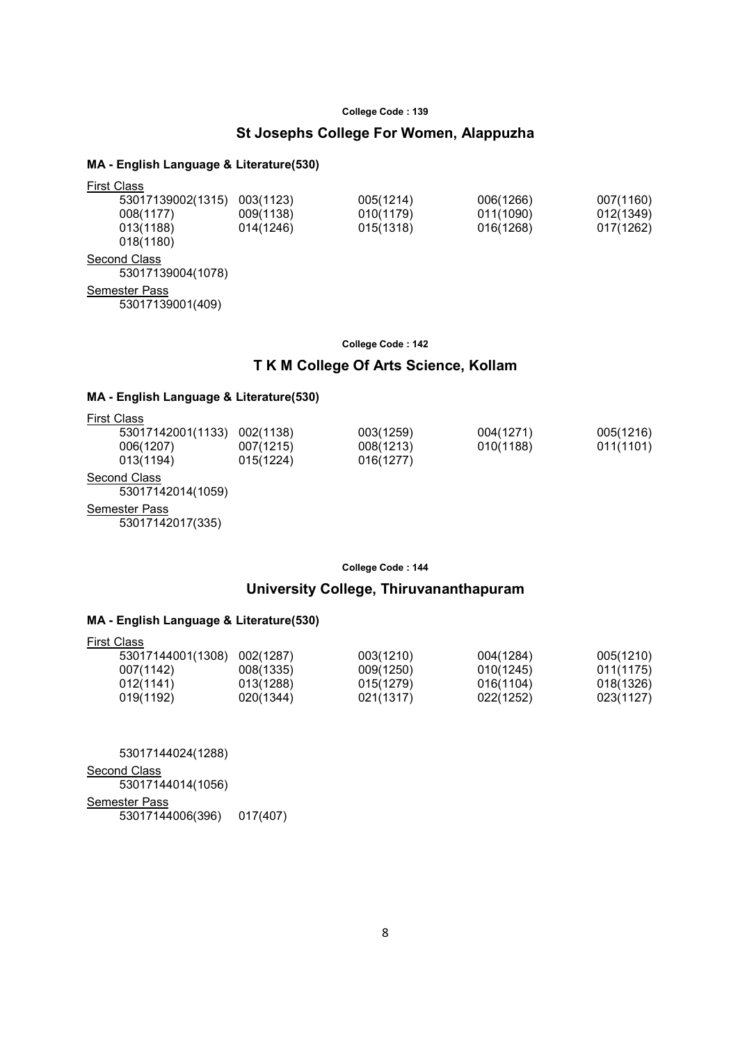**College Code : 139**

## St Josephs College For Women, Alappuzha

### MA - English Language & Literature(530)

First Class

| | | | | |
|---|---|---|---|---|
| 53017139002(1315) | 003(1123) | 005(1214) | 006(1266) | 007(1160) |
| 008(1177) | 009(1138) | 010(1179) | 011(1090) | 012(1349) |
| 013(1188) | 014(1246) | 015(1318) | 016(1268) | 017(1262) |
| 018(1180) | | | | |

Second Class

53017139004(1078)

Semester Pass

53017139001(409)

**College Code : 142**

## T K M College Of Arts Science, Kollam

### MA - English Language & Literature(530)

First Class

| | | | | |
|---|---|---|---|---|
| 53017142001(1133) | 002(1138) | 003(1259) | 004(1271) | 005(1216) |
| 006(1207) | 007(1215) | 008(1213) | 010(1188) | 011(1101) |
| 013(1194) | 015(1224) | 016(1277) | | |

Second Class

53017142014(1059)

Semester Pass

53017142017(335)

**College Code : 144**

## University College, Thiruvananthapuram

### MA - English Language & Literature(530)

First Class

| | | | | |
|---|---|---|---|---|
| 53017144001(1308) | 002(1287) | 003(1210) | 004(1284) | 005(1210) |
| 007(1142) | 008(1335) | 009(1250) | 010(1245) | 011(1175) |
| 012(1141) | 013(1288) | 015(1279) | 016(1104) | 018(1326) |
| 019(1192) | 020(1344) | 021(1317) | 022(1252) | 023(1127) |

53017144024(1288)

Second Class

53017144014(1056)

Semester Pass

53017144006(396) 017(407)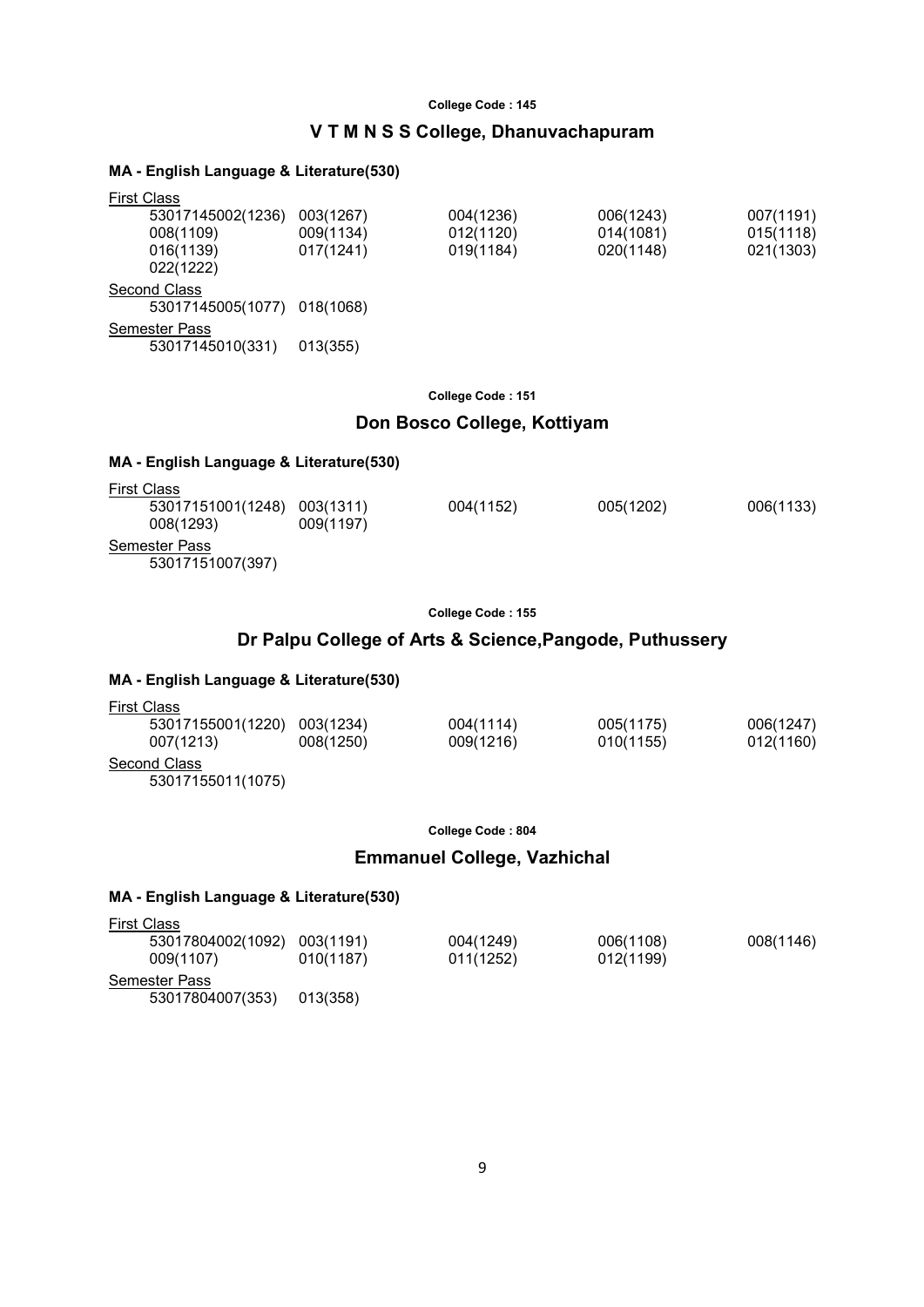College Code : 145

## V T M N S S College, Dhanuvachapuram

### MA - English Language & Literature(530)

First Class

| | | | | |
|---|---|---|---|---|
| 53017145002(1236) | 003(1267) | 004(1236) | 006(1243) | 007(1191) |
| 008(1109) | 009(1134) | 012(1120) | 014(1081) | 015(1118) |
| 016(1139) | 017(1241) | 019(1184) | 020(1148) | 021(1303) |
| 022(1222) | | | | |

Second Class

53017145005(1077) 018(1068)

Semester Pass

53017145010(331) 013(355)

College Code : 151

## Don Bosco College, Kottiyam

### MA - English Language & Literature(530)

First Class

| | | | | |
|---|---|---|---|---|
| 53017151001(1248) | 003(1311) | 004(1152) | 005(1202) | 006(1133) |
| 008(1293) | 009(1197) | | | |

Semester Pass

53017151007(397)

College Code : 155

## Dr Palpu College of Arts & Science,Pangode, Puthussery

### MA - English Language & Literature(530)

First Class

| | | | | |
|---|---|---|---|---|
| 53017155001(1220) | 003(1234) | 004(1114) | 005(1175) | 006(1247) |
| 007(1213) | 008(1250) | 009(1216) | 010(1155) | 012(1160) |

Second Class

53017155011(1075)

College Code : 804

## Emmanuel College, Vazhichal

### MA - English Language & Literature(530)

First Class

| | | | | |
|---|---|---|---|---|
| 53017804002(1092) | 003(1191) | 004(1249) | 006(1108) | 008(1146) |
| 009(1107) | 010(1187) | 011(1252) | 012(1199) | |

Semester Pass

53017804007(353) 013(358)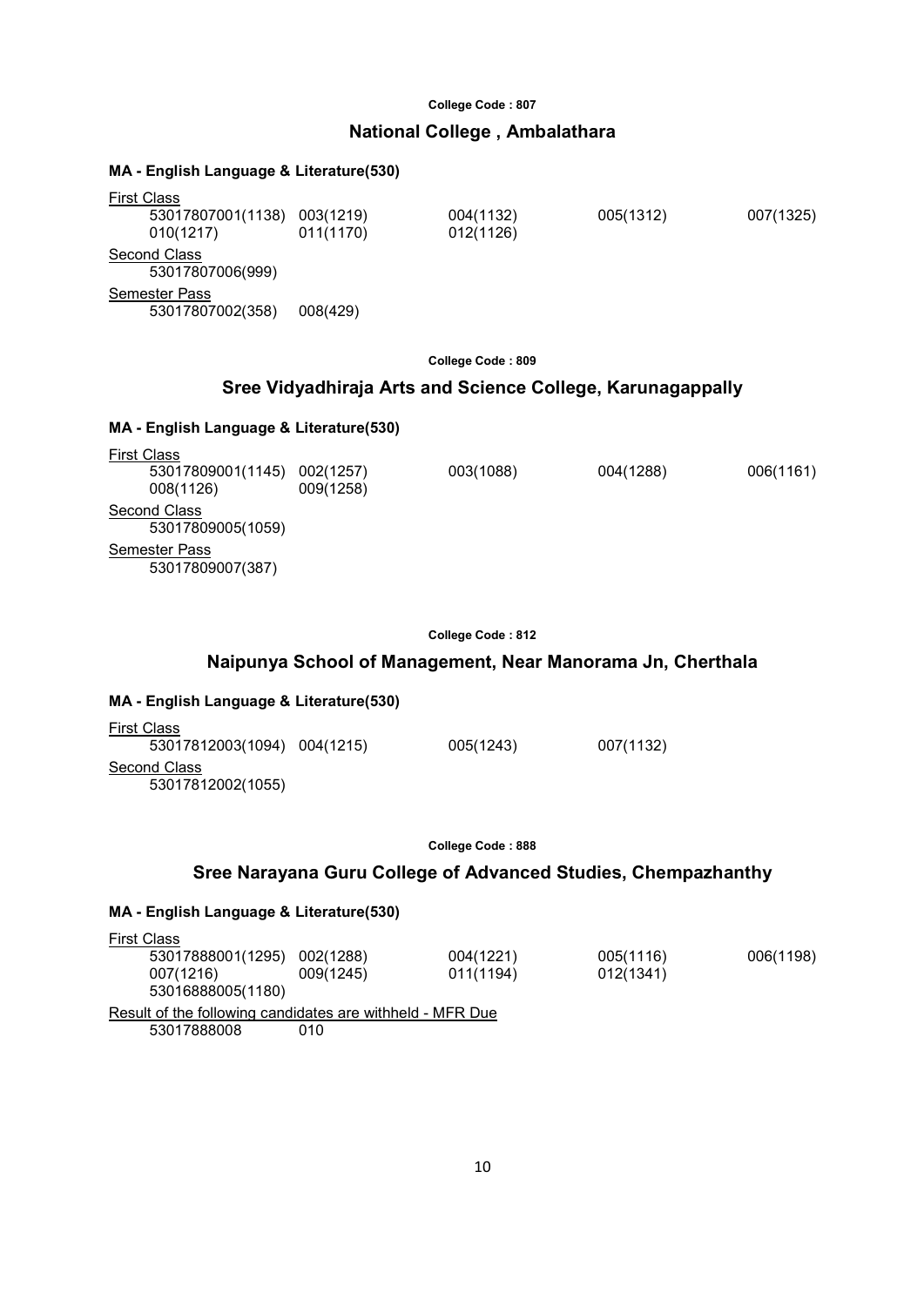College Code : 807

## National College , Ambalathara

### MA - English Language & Literature(530)

First Class

53017807001(1138) 003(1219) 004(1132) 005(1312) 007(1325)
010(1217) 011(1170) 012(1126)

Second Class

53017807006(999)

Semester Pass

53017807002(358) 008(429)

College Code : 809

## Sree Vidyadhiraja Arts and Science College, Karunagappally

### MA - English Language & Literature(530)

First Class

53017809001(1145) 002(1257) 003(1088) 004(1288) 006(1161)
008(1126) 009(1258)

Second Class

53017809005(1059)

Semester Pass

53017809007(387)

College Code : 812

## Naipunya School of Management, Near Manorama Jn, Cherthala

### MA - English Language & Literature(530)

First Class

53017812003(1094) 004(1215) 005(1243) 007(1132)

Second Class

53017812002(1055)

College Code : 888

## Sree Narayana Guru College of Advanced Studies, Chempazhanthy

### MA - English Language & Literature(530)

First Class

53017888001(1295) 002(1288) 004(1221) 005(1116) 006(1198)
007(1216) 009(1245) 011(1194) 012(1341)
53016888005(1180)

Result of the following candidates are withheld - MFR Due

53017888008 010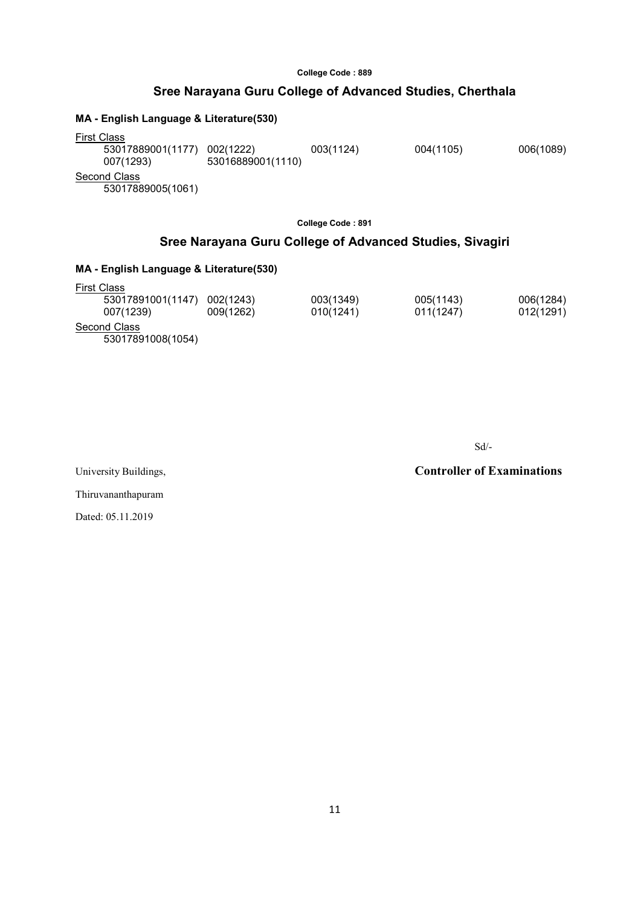College Code : 889

## Sree Narayana Guru College of Advanced Studies, Cherthala

**MA - English Language & Literature(530)**

First Class

| | | | | |
|---|---|---|---|---|
| 53017889001(1177) | 002(1222) | 003(1124) | 004(1105) | 006(1089) |
| 007(1293) | 53016889001(1110) | | | |

Second Class

53017889005(1061)

College Code : 891

## Sree Narayana Guru College of Advanced Studies, Sivagiri

**MA - English Language & Literature(530)**

First Class

| | | | | |
|---|---|---|---|---|
| 53017891001(1147) | 002(1243) | 003(1349) | 005(1143) | 006(1284) |
| 007(1239) | 009(1262) | 010(1241) | 011(1247) | 012(1291) |

Second Class

53017891008(1054)

Sd/-

University Buildings,

**Controller of Examinations**

Thiruvananthapuram

Dated: 05.11.2019